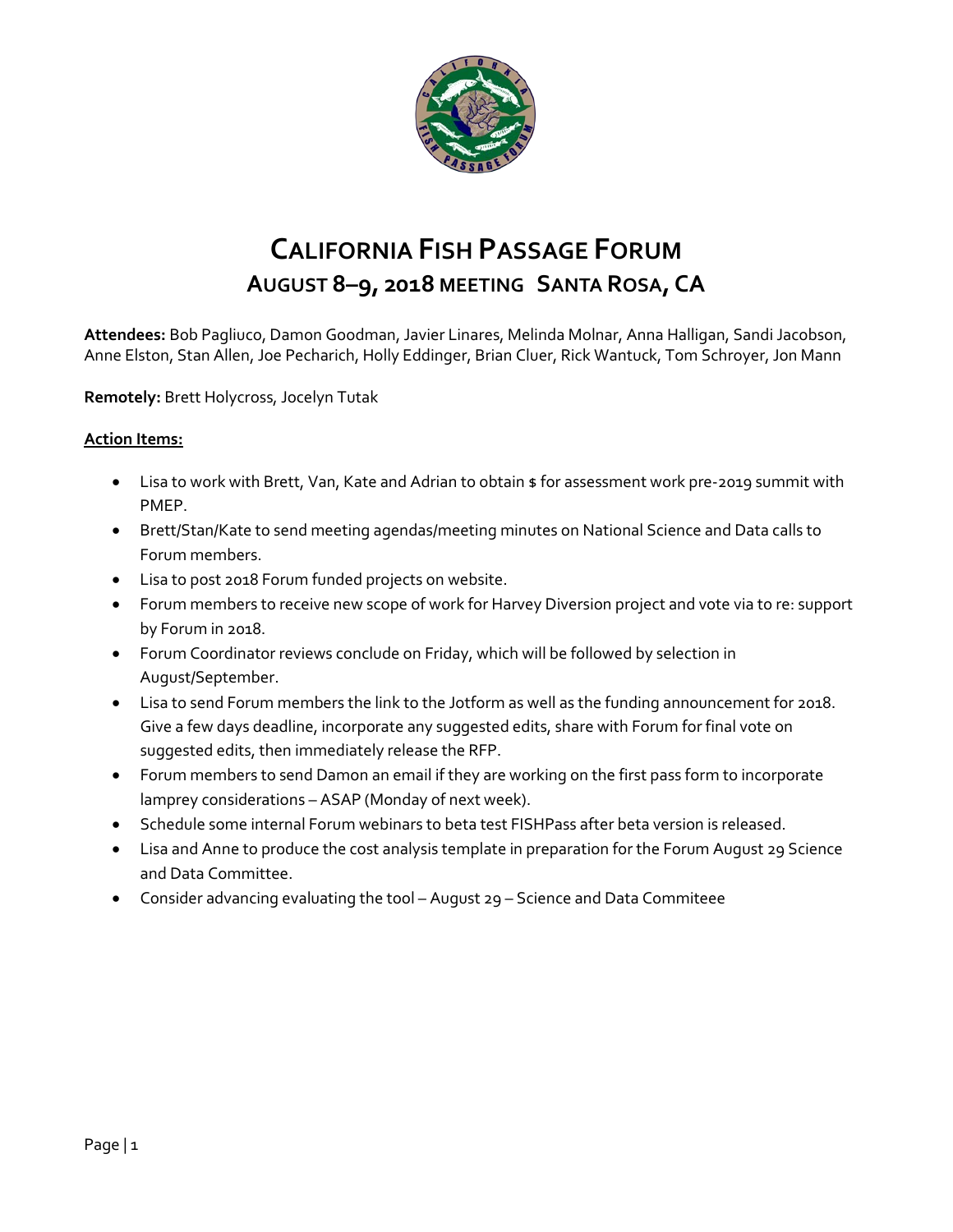# California Fish Passage Forum

## August 8–9, 2018 Meeting Santa Rosa, CA

**Attendees:** Bob Pagliuco, Damon Goodman, Javier Linares, Melinda Molnar, Anna Halligan, Sandi Jacobson, Anne Elston, Stan Allen, Joe Pecharich, Holly Eddinger, Brian Cluer, Rick Wantuck, Tom Schroyer, Jon Mann

**Remotely:** Brett Holycross, Jocelyn Tutak

**Action Items:**

- Lisa to work with Brett, Van, Kate and Adrian to obtain $ for assessment work pre-2019 summit with PMEP.
- Brett/Stan/Kate to send meeting agendas/meeting minutes on National Science and Data calls to Forum members.
- Lisa to post 2018 Forum funded projects on website.
- Forum members to receive new scope of work for Harvey Diversion project and vote via to re: support by Forum in 2018.
- Forum Coordinator reviews conclude on Friday, which will be followed by selection in August/September.
- Lisa to send Forum members the link to the Jotform as well as the funding announcement for 2018. Give a few days deadline, incorporate any suggested edits, share with Forum for final vote on suggested edits, then immediately release the RFP.
- Forum members to send Damon an email if they are working on the first pass form to incorporate lamprey considerations – ASAP (Monday of next week).
- Schedule some internal Forum webinars to beta test FISHPass after beta version is released.
- Lisa and Anne to produce the cost analysis template in preparation for the Forum August 29 Science and Data Committee.
- Consider advancing evaluating the tool – August 29 – Science and Data Commiteee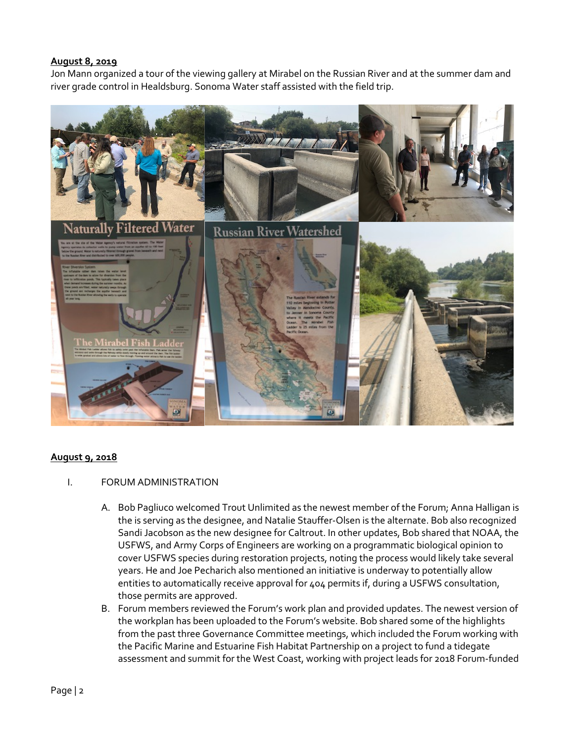**August 8, 2019**

Jon Mann organized a tour of the viewing gallery at Mirabel on the Russian River and at the summer dam and river grade control in Healdsburg. Sonoma Water staff assisted with the field trip.

**August 9, 2018**

I. FORUM ADMINISTRATION

A. Bob Pagliuco welcomed Trout Unlimited as the newest member of the Forum; Anna Halligan is the is serving as the designee, and Natalie Stauffer-Olsen is the alternate. Bob also recognized Sandi Jacobson as the new designee for Caltrout. In other updates, Bob shared that NOAA, the USFWS, and Army Corps of Engineers are working on a programmatic biological opinion to cover USFWS species during restoration projects, noting the process would likely take several years. He and Joe Pecharich also mentioned an initiative is underway to potentially allow entities to automatically receive approval for 404 permits if, during a USFWS consultation, those permits are approved.

B. Forum members reviewed the Forum's work plan and provided updates. The newest version of the workplan has been uploaded to the Forum's website. Bob shared some of the highlights from the past three Governance Committee meetings, which included the Forum working with the Pacific Marine and Estuarine Fish Habitat Partnership on a project to fund a tidegate assessment and summit for the West Coast, working with project leads for 2018 Forum-funded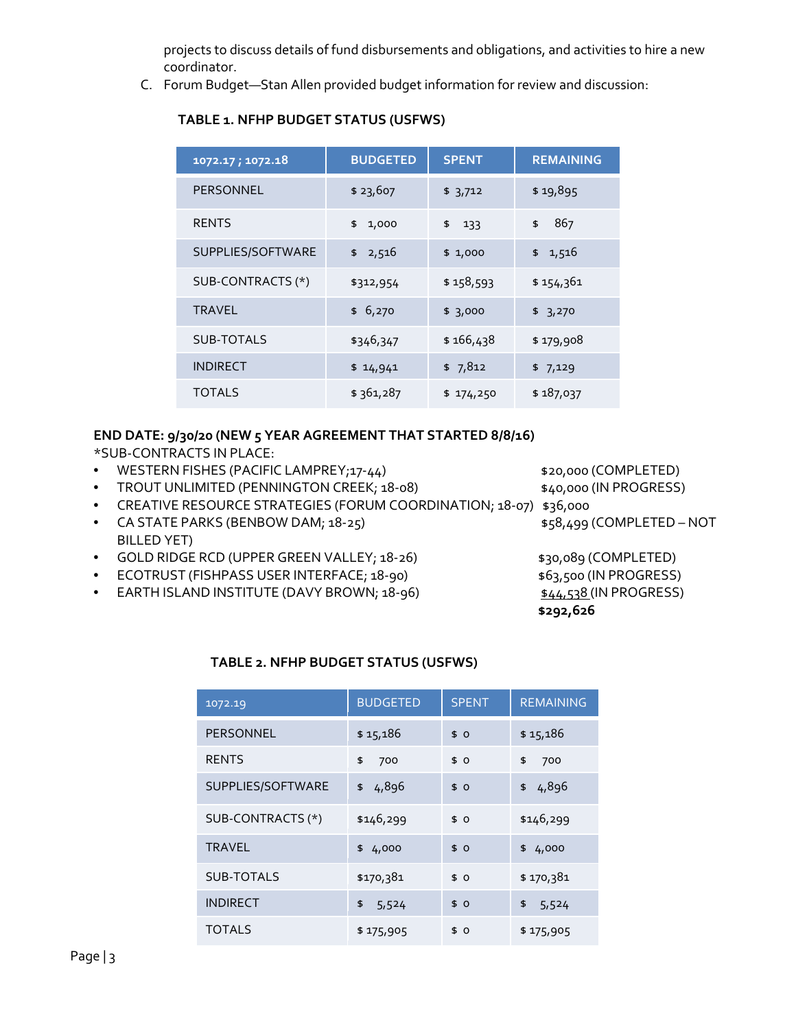projects to discuss details of fund disbursements and obligations, and activities to hire a new coordinator.

C. Forum Budget—Stan Allen provided budget information for review and discussion:

**TABLE 1. NFHP BUDGET STATUS (USFWS)**

| 1072.17 ; 1072.18 | BUDGETED | SPENT | REMAINING |
|---|---|---|---|
| PERSONNEL | $ 23,607 | $ 3,712 | $ 19,895 |
| RENTS | $ 1,000 | $ 133 | $ 867 |
| SUPPLIES/SOFTWARE | $ 2,516 | $ 1,000 | $ 1,516 |
| SUB-CONTRACTS (*) | $312,954 | $ 158,593 | $ 154,361 |
| TRAVEL | $ 6,270 | $ 3,000 | $ 3,270 |
| SUB-TOTALS | $346,347 | $ 166,438 | $ 179,908 |
| INDIRECT | $ 14,941 | $ 7,812 | $ 7,129 |
| TOTALS | $ 361,287 | $ 174,250 | $ 187,037 |

**END DATE: 9/30/20 (NEW 5 YEAR AGREEMENT THAT STARTED 8/8/16)**

*SUB-CONTRACTS IN PLACE:

- WESTERN FISHES (PACIFIC LAMPREY;17-44) $20,000 (COMPLETED)
- TROUT UNLIMITED (PENNINGTON CREEK; 18-08) $40,000 (IN PROGRESS)
- CREATIVE RESOURCE STRATEGIES (FORUM COORDINATION; 18-07) $36,000
- CA STATE PARKS (BENBOW DAM; 18-25) $58,499 (COMPLETED – NOT BILLED YET)
- GOLD RIDGE RCD (UPPER GREEN VALLEY; 18-26) $30,089 (COMPLETED)
- ECOTRUST (FISHPASS USER INTERFACE; 18-90) $63,500 (IN PROGRESS)
- EARTH ISLAND INSTITUTE (DAVY BROWN; 18-96) $44,538 (IN PROGRESS)

**$292,626**

**TABLE 2. NFHP BUDGET STATUS (USFWS)**

| 1072.19 | BUDGETED | SPENT | REMAINING |
|---|---|---|---|
| PERSONNEL | $ 15,186 | $ 0 | $ 15,186 |
| RENTS | $ 700 | $ 0 | $ 700 |
| SUPPLIES/SOFTWARE | $ 4,896 | $ 0 | $ 4,896 |
| SUB-CONTRACTS (*) | $146,299 | $ 0 | $146,299 |
| TRAVEL | $ 4,000 | $ 0 | $ 4,000 |
| SUB-TOTALS | $170,381 | $ 0 | $ 170,381 |
| INDIRECT | $ 5,524 | $ 0 | $ 5,524 |
| TOTALS | $ 175,905 | $ 0 | $ 175,905 |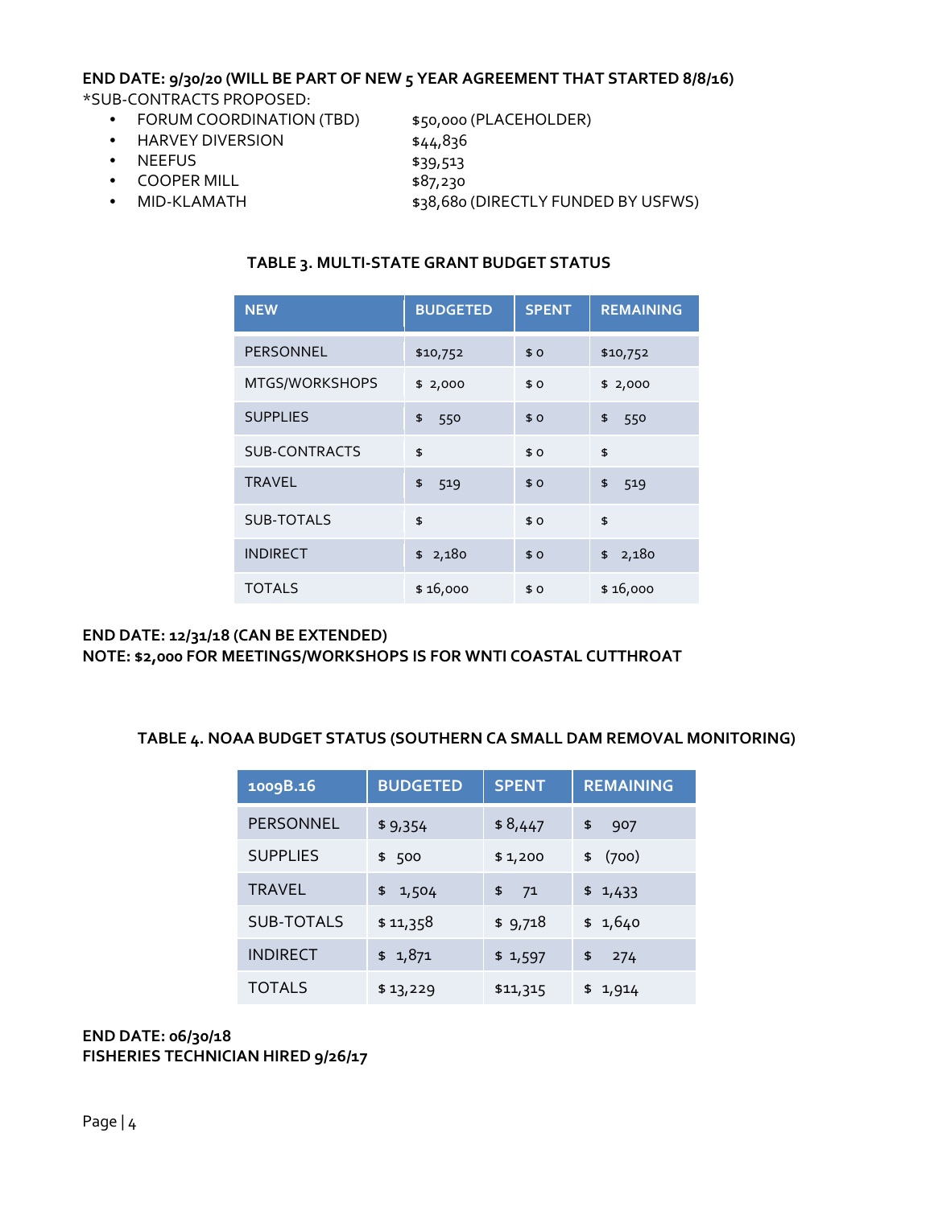**END DATE: 9/30/20 (WILL BE PART OF NEW 5 YEAR AGREEMENT THAT STARTED 8/8/16)**

*SUB-CONTRACTS PROPOSED:

- FORUM COORDINATION (TBD) $50,000 (PLACEHOLDER)
- HARVEY DIVERSION $44,836
- NEEFUS $39,513
- COOPER MILL $87,230
- MID-KLAMATH $38,680 (DIRECTLY FUNDED BY USFWS)

**TABLE 3. MULTI-STATE GRANT BUDGET STATUS**

| NEW | BUDGETED | SPENT | REMAINING |
|---|---|---|---|
| PERSONNEL | $10,752 | $ 0 | $10,752 |
| MTGS/WORKSHOPS | $ 2,000 | $ 0 | $ 2,000 |
| SUPPLIES | $ 550 | $ 0 | $ 550 |
| SUB-CONTRACTS | $ | $ 0 | $ |
| TRAVEL | $ 519 | $ 0 | $ 519 |
| SUB-TOTALS | $ | $ 0 | $ |
| INDIRECT | $ 2,180 | $ 0 | $ 2,180 |
| TOTALS | $ 16,000 | $ 0 | $ 16,000 |

**END DATE: 12/31/18 (CAN BE EXTENDED)**
**NOTE: $2,000 FOR MEETINGS/WORKSHOPS IS FOR WNTI COASTAL CUTTHROAT**

**TABLE 4. NOAA BUDGET STATUS (SOUTHERN CA SMALL DAM REMOVAL MONITORING)**

| 1009B.16 | BUDGETED | SPENT | REMAINING |
|---|---|---|---|
| PERSONNEL | $ 9,354 | $ 8,447 | $ 907 |
| SUPPLIES | $ 500 | $ 1,200 | $ (700) |
| TRAVEL | $ 1,504 | $ 71 | $ 1,433 |
| SUB-TOTALS | $ 11,358 | $ 9,718 | $ 1,640 |
| INDIRECT | $ 1,871 | $ 1,597 | $ 274 |
| TOTALS | $ 13,229 | $11,315 | $ 1,914 |

**END DATE: 06/30/18**
**FISHERIES TECHNICIAN HIRED 9/26/17**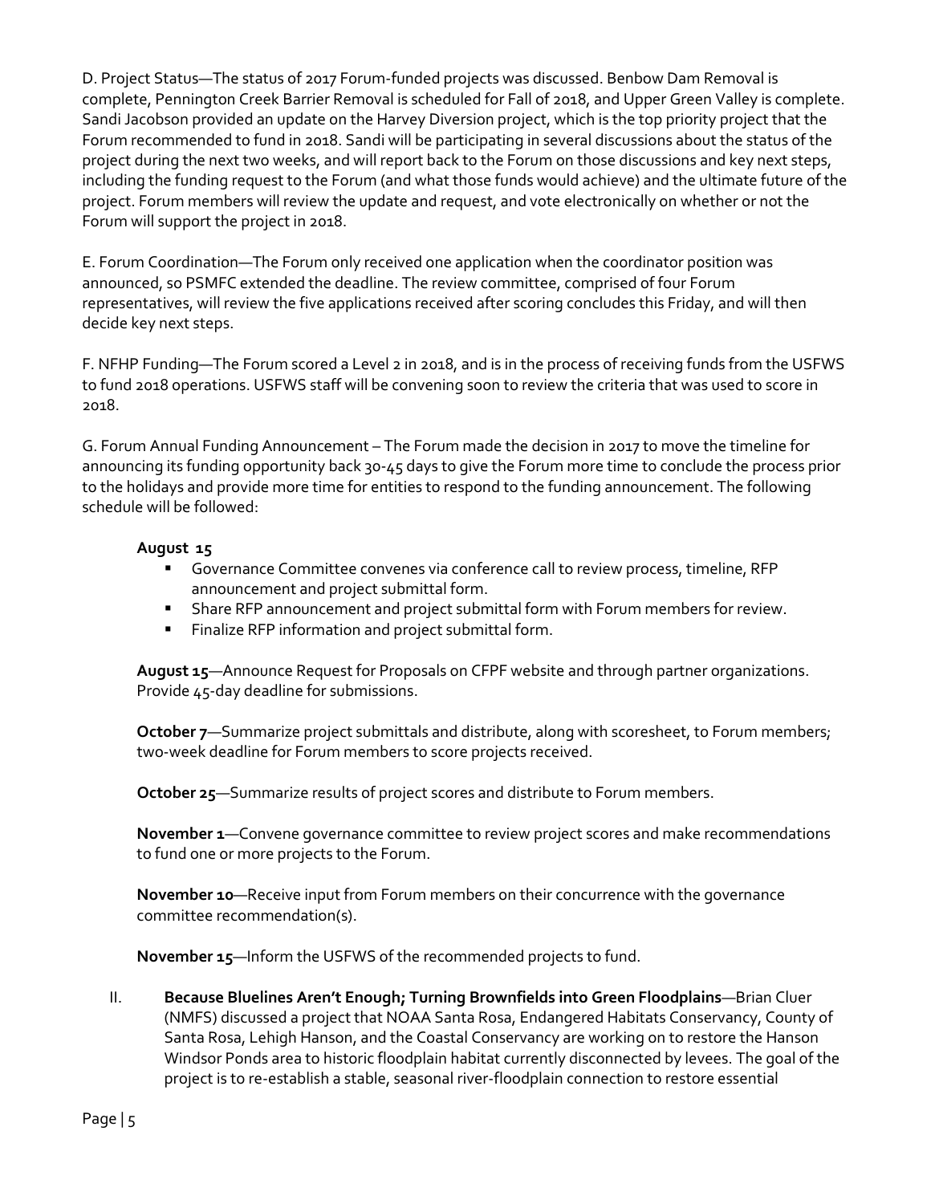D. Project Status—The status of 2017 Forum-funded projects was discussed. Benbow Dam Removal is complete, Pennington Creek Barrier Removal is scheduled for Fall of 2018, and Upper Green Valley is complete. Sandi Jacobson provided an update on the Harvey Diversion project, which is the top priority project that the Forum recommended to fund in 2018. Sandi will be participating in several discussions about the status of the project during the next two weeks, and will report back to the Forum on those discussions and key next steps, including the funding request to the Forum (and what those funds would achieve) and the ultimate future of the project. Forum members will review the update and request, and vote electronically on whether or not the Forum will support the project in 2018.

E. Forum Coordination—The Forum only received one application when the coordinator position was announced, so PSMFC extended the deadline. The review committee, comprised of four Forum representatives, will review the five applications received after scoring concludes this Friday, and will then decide key next steps.

F. NFHP Funding—The Forum scored a Level 2 in 2018, and is in the process of receiving funds from the USFWS to fund 2018 operations. USFWS staff will be convening soon to review the criteria that was used to score in 2018.

G. Forum Annual Funding Announcement – The Forum made the decision in 2017 to move the timeline for announcing its funding opportunity back 30-45 days to give the Forum more time to conclude the process prior to the holidays and provide more time for entities to respond to the funding announcement. The following schedule will be followed:

**August 15**

- Governance Committee convenes via conference call to review process, timeline, RFP announcement and project submittal form.
- Share RFP announcement and project submittal form with Forum members for review.
- Finalize RFP information and project submittal form.

**August 15**—Announce Request for Proposals on CFPF website and through partner organizations. Provide 45-day deadline for submissions.

**October 7**—Summarize project submittals and distribute, along with scoresheet, to Forum members; two-week deadline for Forum members to score projects received.

**October 25**—Summarize results of project scores and distribute to Forum members.

**November 1**—Convene governance committee to review project scores and make recommendations to fund one or more projects to the Forum.

**November 10**—Receive input from Forum members on their concurrence with the governance committee recommendation(s).

**November 15**—Inform the USFWS of the recommended projects to fund.

II. **Because Bluelines Aren't Enough; Turning Brownfields into Green Floodplains**—Brian Cluer (NMFS) discussed a project that NOAA Santa Rosa, Endangered Habitats Conservancy, County of Santa Rosa, Lehigh Hanson, and the Coastal Conservancy are working on to restore the Hanson Windsor Ponds area to historic floodplain habitat currently disconnected by levees. The goal of the project is to re-establish a stable, seasonal river-floodplain connection to restore essential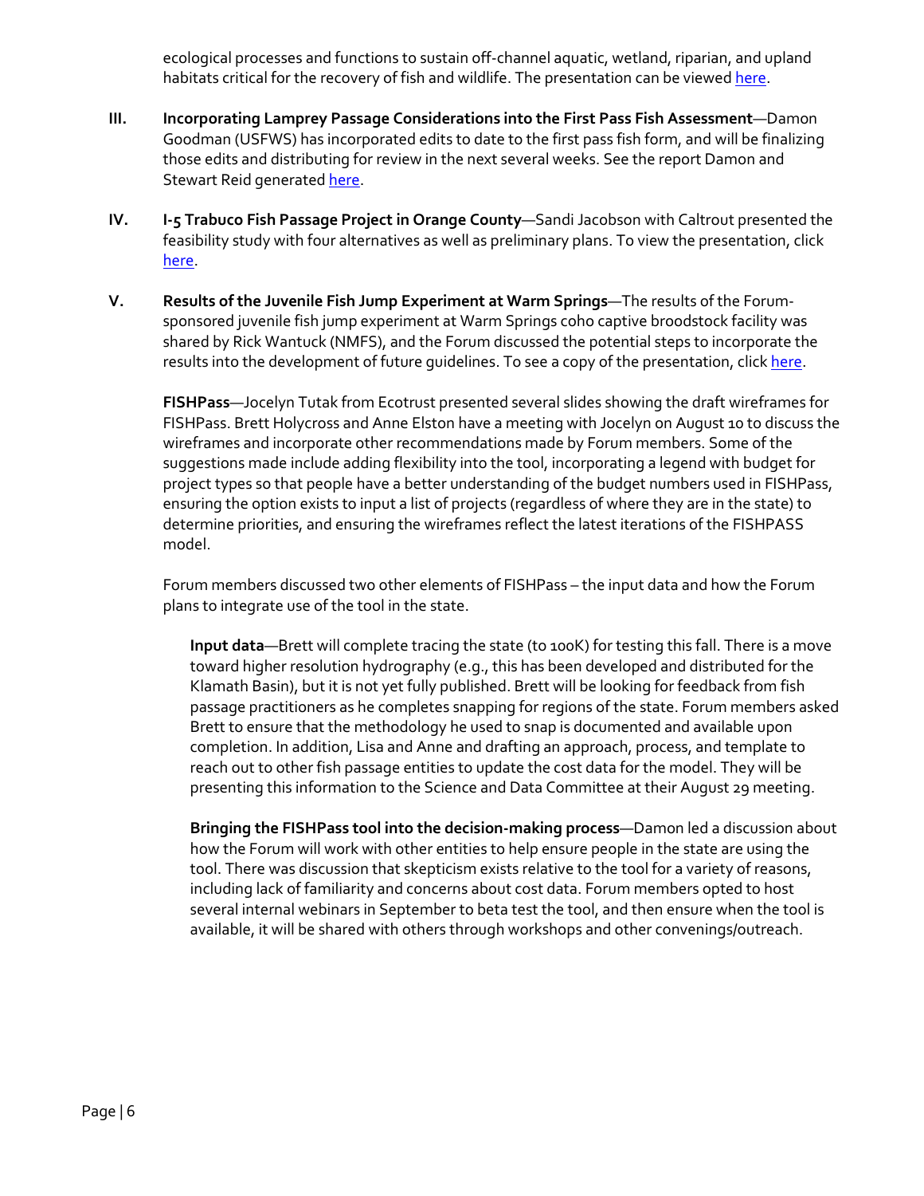ecological processes and functions to sustain off-channel aquatic, wetland, riparian, and upland habitats critical for the recovery of fish and wildlife. The presentation can be viewed here.

**III.** **Incorporating Lamprey Passage Considerations into the First Pass Fish Assessment**—Damon Goodman (USFWS) has incorporated edits to date to the first pass fish form, and will be finalizing those edits and distributing for review in the next several weeks. See the report Damon and Stewart Reid generated here.

**IV.** **I-5 Trabuco Fish Passage Project in Orange County**—Sandi Jacobson with Caltrout presented the feasibility study with four alternatives as well as preliminary plans. To view the presentation, click here.

**V.** **Results of the Juvenile Fish Jump Experiment at Warm Springs**—The results of the Forum-sponsored juvenile fish jump experiment at Warm Springs coho captive broodstock facility was shared by Rick Wantuck (NMFS), and the Forum discussed the potential steps to incorporate the results into the development of future guidelines. To see a copy of the presentation, click here.

**FISHPass**—Jocelyn Tutak from Ecotrust presented several slides showing the draft wireframes for FISHPass. Brett Holycross and Anne Elston have a meeting with Jocelyn on August 10 to discuss the wireframes and incorporate other recommendations made by Forum members. Some of the suggestions made include adding flexibility into the tool, incorporating a legend with budget for project types so that people have a better understanding of the budget numbers used in FISHPass, ensuring the option exists to input a list of projects (regardless of where they are in the state) to determine priorities, and ensuring the wireframes reflect the latest iterations of the FISHPASS model.

Forum members discussed two other elements of FISHPass – the input data and how the Forum plans to integrate use of the tool in the state.

**Input data**—Brett will complete tracing the state (to 100K) for testing this fall. There is a move toward higher resolution hydrography (e.g., this has been developed and distributed for the Klamath Basin), but it is not yet fully published. Brett will be looking for feedback from fish passage practitioners as he completes snapping for regions of the state. Forum members asked Brett to ensure that the methodology he used to snap is documented and available upon completion. In addition, Lisa and Anne and drafting an approach, process, and template to reach out to other fish passage entities to update the cost data for the model. They will be presenting this information to the Science and Data Committee at their August 29 meeting.

**Bringing the FISHPass tool into the decision-making process**—Damon led a discussion about how the Forum will work with other entities to help ensure people in the state are using the tool. There was discussion that skepticism exists relative to the tool for a variety of reasons, including lack of familiarity and concerns about cost data. Forum members opted to host several internal webinars in September to beta test the tool, and then ensure when the tool is available, it will be shared with others through workshops and other convenings/outreach.